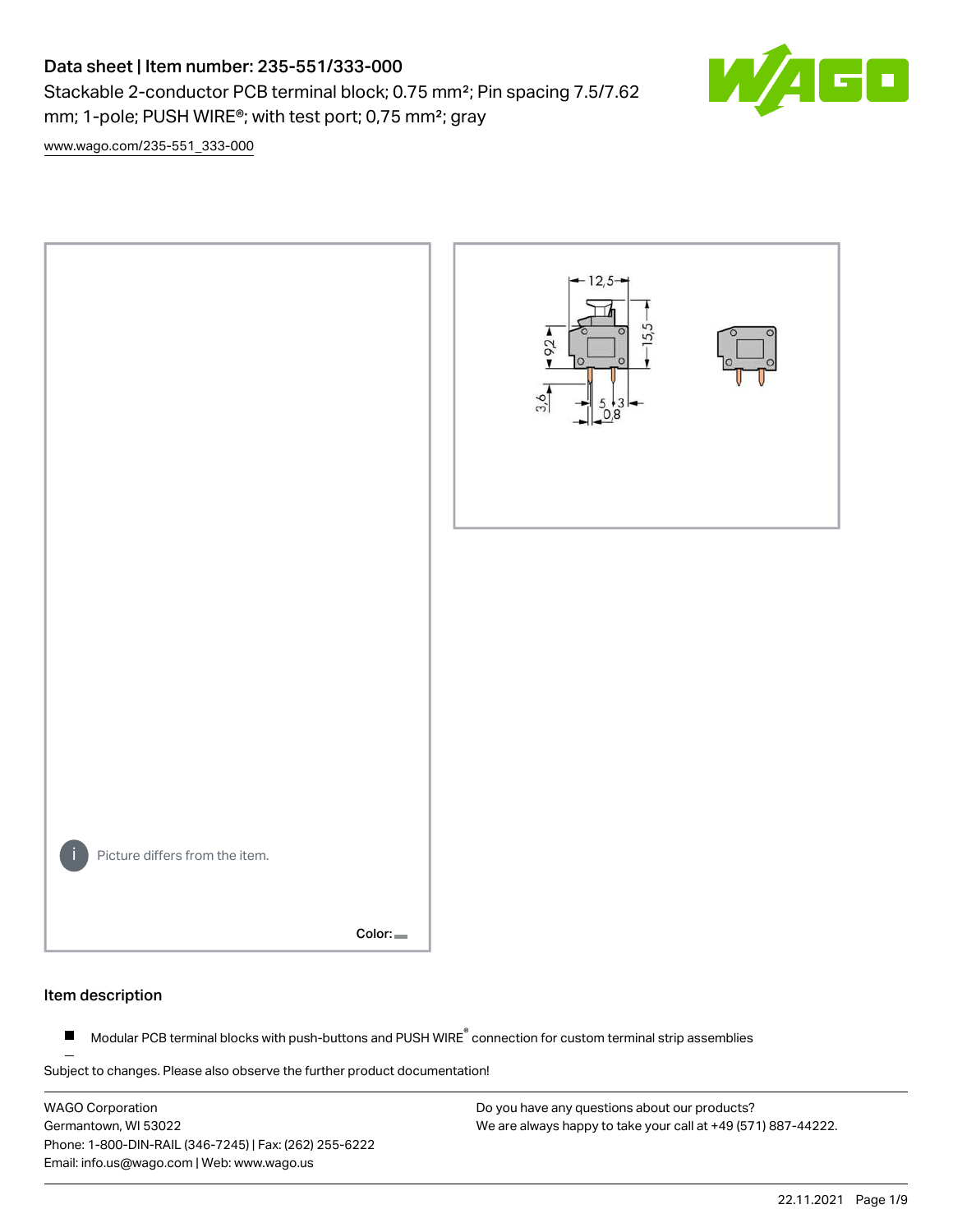# Data sheet | Item number: 235-551/333-000

Stackable 2-conductor PCB terminal block; 0.75 mm²; Pin spacing 7.5/7.62 mm; 1-pole; PUSH WIRE®; with test port; 0,75 mm²; gray

www.wago.com/235-551_333-000

Picture differs from the item.

Color:

## Item description

- Modular PCB terminal blocks with push-buttons and PUSH WIRE® connection for custom terminal strip assemblies

Subject to changes. Please also observe the further product documentation!

WAGO Corporation
Germantown, WI 53022
Phone: 1-800-DIN-RAIL (346-7245) | Fax: (262) 255-6222
Email: info.us@wago.com | Web: www.wago.us

Do you have any questions about our products?
We are always happy to take your call at +49 (571) 887-44222.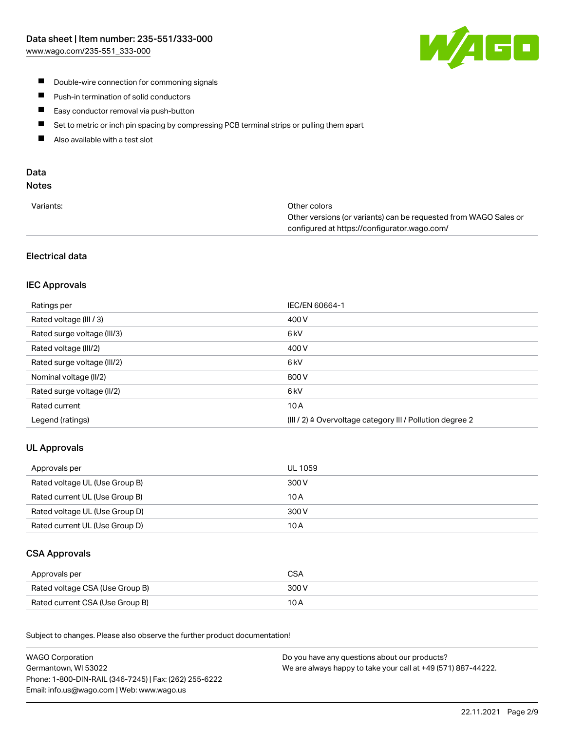- Double-wire connection for commoning signals
- Push-in termination of solid conductors
- Easy conductor removal via push-button
- Set to metric or inch pin spacing by compressing PCB terminal strips or pulling them apart
- Also available with a test slot

## Data

### Notes

| Variants: | Other colors<br>Other versions (or variants) can be requested from WAGO Sales or configured at https://configurator.wago.com/ |
|---|---|

### Electrical data

#### IEC Approvals

| Ratings per | IEC/EN 60664-1 |
|---|---|
| Rated voltage (III / 3) | 400 V |
| Rated surge voltage (III/3) | 6 kV |
| Rated voltage (III/2) | 400 V |
| Rated surge voltage (III/2) | 6 kV |
| Nominal voltage (II/2) | 800 V |
| Rated surge voltage (II/2) | 6 kV |
| Rated current | 10 A |
| Legend (ratings) | (III / 2) ≙ Overvoltage category III / Pollution degree 2 |

#### UL Approvals

| Approvals per | UL 1059 |
|---|---|
| Rated voltage UL (Use Group B) | 300 V |
| Rated current UL (Use Group B) | 10 A |
| Rated voltage UL (Use Group D) | 300 V |
| Rated current UL (Use Group D) | 10 A |

#### CSA Approvals

| Approvals per | CSA |
|---|---|
| Rated voltage CSA (Use Group B) | 300 V |
| Rated current CSA (Use Group B) | 10 A |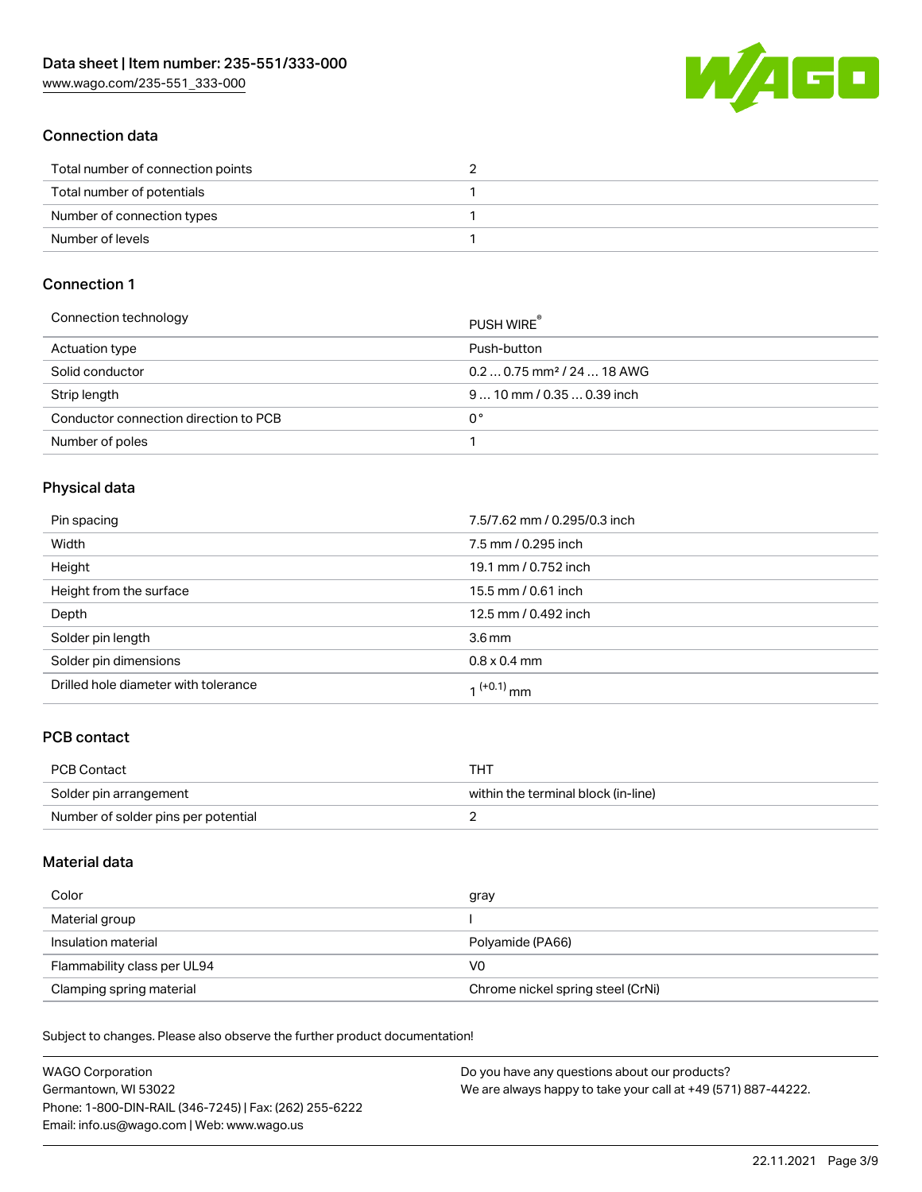## Connection data

| | |
|---|---|
| Total number of connection points | 2 |
| Total number of potentials | 1 |
| Number of connection types | 1 |
| Number of levels | 1 |

## Connection 1

| | |
|---|---|
| Connection technology | PUSH WIRE® |
| Actuation type | Push-button |
| Solid conductor | 0.2 … 0.75 mm² / 24 … 18 AWG |
| Strip length | 9 … 10 mm / 0.35 … 0.39 inch |
| Conductor connection direction to PCB | 0° |
| Number of poles | 1 |

## Physical data

| | |
|---|---|
| Pin spacing | 7.5/7.62 mm / 0.295/0.3 inch |
| Width | 7.5 mm / 0.295 inch |
| Height | 19.1 mm / 0.752 inch |
| Height from the surface | 15.5 mm / 0.61 inch |
| Depth | 12.5 mm / 0.492 inch |
| Solder pin length | 3.6 mm |
| Solder pin dimensions | 0.8 x 0.4 mm |
| Drilled hole diameter with tolerance | $1^{(+0.1)}$ mm |

## PCB contact

| | |
|---|---|
| PCB Contact | THT |
| Solder pin arrangement | within the terminal block (in-line) |
| Number of solder pins per potential | 2 |

## Material data

| | |
|---|---|
| Color | gray |
| Material group | I |
| Insulation material | Polyamide (PA66) |
| Flammability class per UL94 | V0 |
| Clamping spring material | Chrome nickel spring steel (CrNi) |

Subject to changes. Please also observe the further product documentation!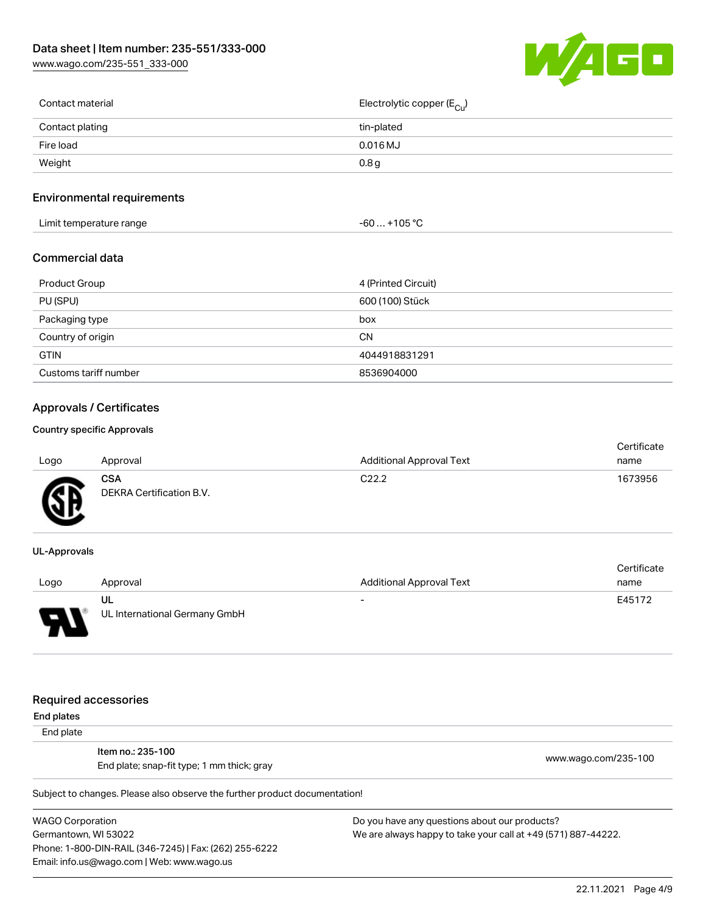| Contact material | Electrolytic copper ($E_{Cu}$) |
| --- | --- |
| Contact plating | tin-plated |
| Fire load | 0.016 MJ |
| Weight | 0.8 g |

## Environmental requirements

| Limit temperature range | -60 … +105 °C |
| --- | --- |

## Commercial data

| Product Group | 4 (Printed Circuit) |
| --- | --- |
| PU (SPU) | 600 (100) Stück |
| Packaging type | box |
| Country of origin | CN |
| GTIN | 4044918831291 |
| Customs tariff number | 8536904000 |

## Approvals / Certificates

### Country specific Approvals

| Logo | Approval | Additional Approval Text | Certificate name |
| --- | --- | --- | --- |
| | **CSA**<br>DEKRA Certification B.V. | C22.2 | 1673956 |

### UL-Approvals

| Logo | Approval | Additional Approval Text | Certificate name |
| --- | --- | --- | --- |
| | **UL**<br>UL International Germany GmbH | - | E45172 |

## Required accessories

**End plates**

End plate

| | |
| --- | --- |
| **Item no.: 235-100**<br>End plate; snap-fit type; 1 mm thick; gray | www.wago.com/235-100 |

Subject to changes. Please also observe the further product documentation!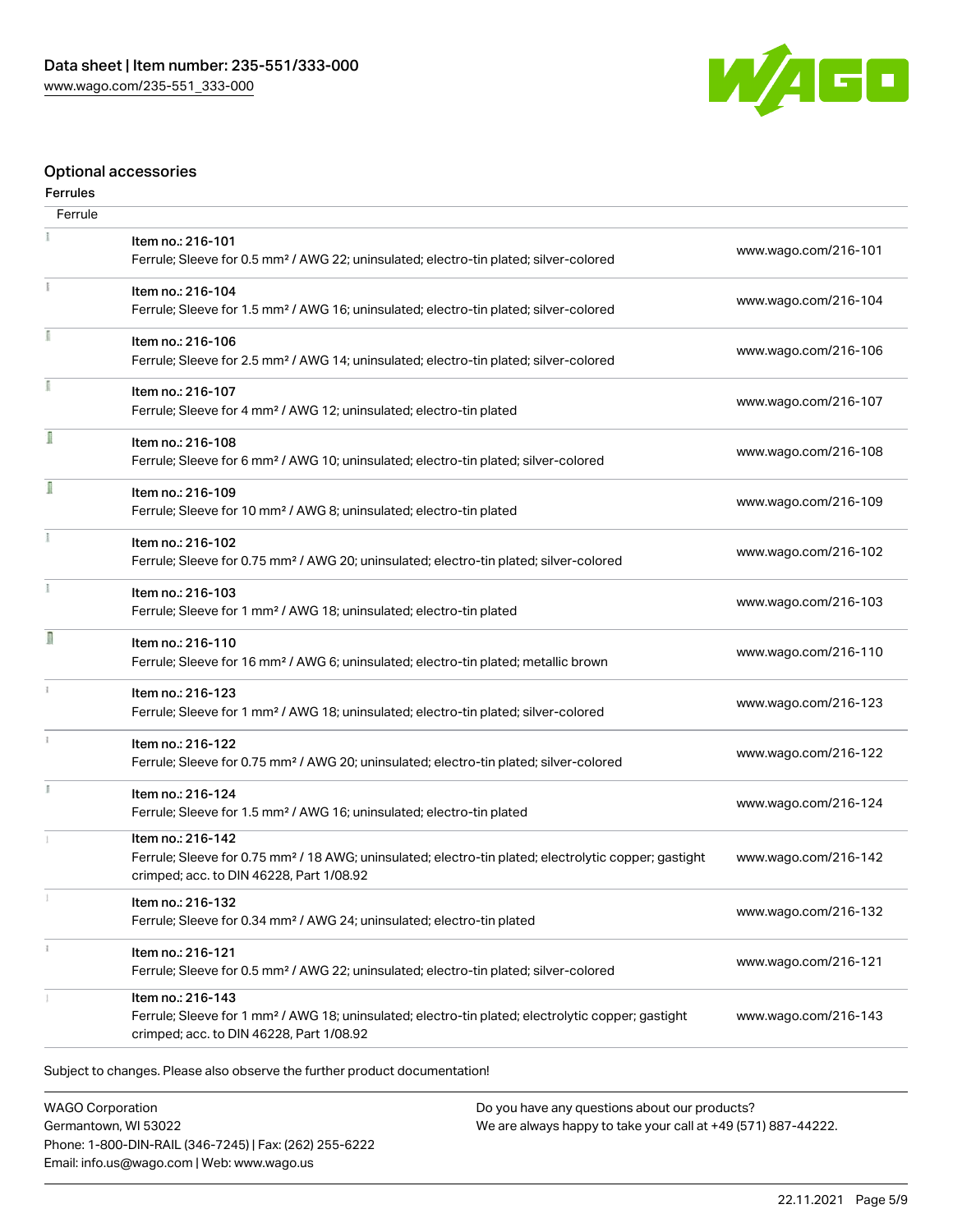## Optional accessories

### Ferrules

| Ferrule | | |
|---|---|---|
| | Item no.: 216-101<br>Ferrule; Sleeve for 0.5 mm² / AWG 22; uninsulated; electro-tin plated; silver-colored | www.wago.com/216-101 |
| | Item no.: 216-104<br>Ferrule; Sleeve for 1.5 mm² / AWG 16; uninsulated; electro-tin plated; silver-colored | www.wago.com/216-104 |
| | Item no.: 216-106<br>Ferrule; Sleeve for 2.5 mm² / AWG 14; uninsulated; electro-tin plated; silver-colored | www.wago.com/216-106 |
| | Item no.: 216-107<br>Ferrule; Sleeve for 4 mm² / AWG 12; uninsulated; electro-tin plated | www.wago.com/216-107 |
| | Item no.: 216-108<br>Ferrule; Sleeve for 6 mm² / AWG 10; uninsulated; electro-tin plated; silver-colored | www.wago.com/216-108 |
| | Item no.: 216-109<br>Ferrule; Sleeve for 10 mm² / AWG 8; uninsulated; electro-tin plated | www.wago.com/216-109 |
| | Item no.: 216-102<br>Ferrule; Sleeve for 0.75 mm² / AWG 20; uninsulated; electro-tin plated; silver-colored | www.wago.com/216-102 |
| | Item no.: 216-103<br>Ferrule; Sleeve for 1 mm² / AWG 18; uninsulated; electro-tin plated | www.wago.com/216-103 |
| | Item no.: 216-110<br>Ferrule; Sleeve for 16 mm² / AWG 6; uninsulated; electro-tin plated; metallic brown | www.wago.com/216-110 |
| | Item no.: 216-123<br>Ferrule; Sleeve for 1 mm² / AWG 18; uninsulated; electro-tin plated; silver-colored | www.wago.com/216-123 |
| | Item no.: 216-122<br>Ferrule; Sleeve for 0.75 mm² / AWG 20; uninsulated; electro-tin plated; silver-colored | www.wago.com/216-122 |
| | Item no.: 216-124<br>Ferrule; Sleeve for 1.5 mm² / AWG 16; uninsulated; electro-tin plated | www.wago.com/216-124 |
| | Item no.: 216-142<br>Ferrule; Sleeve for 0.75 mm² / 18 AWG; uninsulated; electro-tin plated; electrolytic copper; gastight crimped; acc. to DIN 46228, Part 1/08.92 | www.wago.com/216-142 |
| | Item no.: 216-132<br>Ferrule; Sleeve for 0.34 mm² / AWG 24; uninsulated; electro-tin plated | www.wago.com/216-132 |
| | Item no.: 216-121<br>Ferrule; Sleeve for 0.5 mm² / AWG 22; uninsulated; electro-tin plated; silver-colored | www.wago.com/216-121 |
| | Item no.: 216-143<br>Ferrule; Sleeve for 1 mm² / AWG 18; uninsulated; electro-tin plated; electrolytic copper; gastight crimped; acc. to DIN 46228, Part 1/08.92 | www.wago.com/216-143 |

Subject to changes. Please also observe the further product documentation!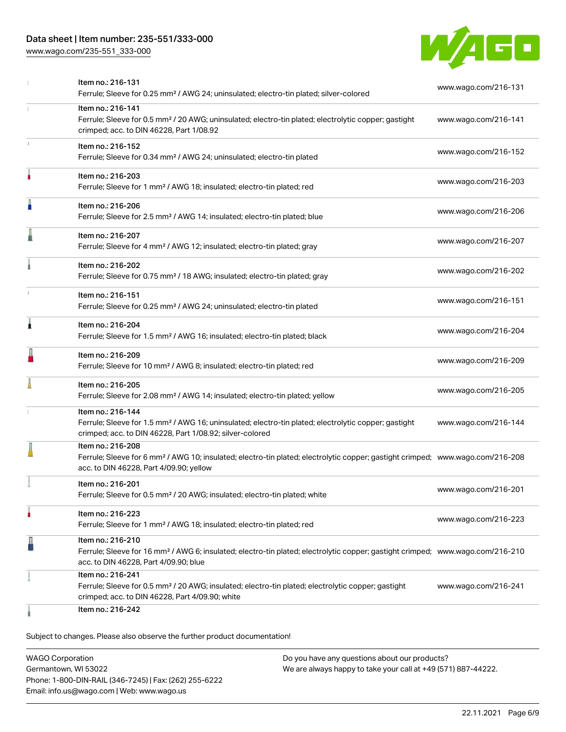| Item | Description | Link |
| --- | --- | --- |
| Item no.: 216-131 | Ferrule; Sleeve for 0.25 mm² / AWG 24; uninsulated; electro-tin plated; silver-colored | www.wago.com/216-131 |
| Item no.: 216-141 | Ferrule; Sleeve for 0.5 mm² / 20 AWG; uninsulated; electro-tin plated; electrolytic copper; gastight crimped; acc. to DIN 46228, Part 1/08.92 | www.wago.com/216-141 |
| Item no.: 216-152 | Ferrule; Sleeve for 0.34 mm² / AWG 24; uninsulated; electro-tin plated | www.wago.com/216-152 |
| Item no.: 216-203 | Ferrule; Sleeve for 1 mm² / AWG 18; insulated; electro-tin plated; red | www.wago.com/216-203 |
| Item no.: 216-206 | Ferrule; Sleeve for 2.5 mm² / AWG 14; insulated; electro-tin plated; blue | www.wago.com/216-206 |
| Item no.: 216-207 | Ferrule; Sleeve for 4 mm² / AWG 12; insulated; electro-tin plated; gray | www.wago.com/216-207 |
| Item no.: 216-202 | Ferrule; Sleeve for 0.75 mm² / 18 AWG; insulated; electro-tin plated; gray | www.wago.com/216-202 |
| Item no.: 216-151 | Ferrule; Sleeve for 0.25 mm² / AWG 24; uninsulated; electro-tin plated | www.wago.com/216-151 |
| Item no.: 216-204 | Ferrule; Sleeve for 1.5 mm² / AWG 16; insulated; electro-tin plated; black | www.wago.com/216-204 |
| Item no.: 216-209 | Ferrule; Sleeve for 10 mm² / AWG 8; insulated; electro-tin plated; red | www.wago.com/216-209 |
| Item no.: 216-205 | Ferrule; Sleeve for 2.08 mm² / AWG 14; insulated; electro-tin plated; yellow | www.wago.com/216-205 |
| Item no.: 216-144 | Ferrule; Sleeve for 1.5 mm² / AWG 16; uninsulated; electro-tin plated; electrolytic copper; gastight crimped; acc. to DIN 46228, Part 1/08.92; silver-colored | www.wago.com/216-144 |
| Item no.: 216-208 | Ferrule; Sleeve for 6 mm² / AWG 10; insulated; electro-tin plated; electrolytic copper; gastight crimped; acc. to DIN 46228, Part 4/09.90; yellow | www.wago.com/216-208 |
| Item no.: 216-201 | Ferrule; Sleeve for 0.5 mm² / 20 AWG; insulated; electro-tin plated; white | www.wago.com/216-201 |
| Item no.: 216-223 | Ferrule; Sleeve for 1 mm² / AWG 18; insulated; electro-tin plated; red | www.wago.com/216-223 |
| Item no.: 216-210 | Ferrule; Sleeve for 16 mm² / AWG 6; insulated; electro-tin plated; electrolytic copper; gastight crimped; acc. to DIN 46228, Part 4/09.90; blue | www.wago.com/216-210 |
| Item no.: 216-241 | Ferrule; Sleeve for 0.5 mm² / 20 AWG; insulated; electro-tin plated; electrolytic copper; gastight crimped; acc. to DIN 46228, Part 4/09.90; white | www.wago.com/216-241 |
| Item no.: 216-242 | | |

Subject to changes. Please also observe the further product documentation!

WAGO Corporation
Germantown, WI 53022
Phone: 1-800-DIN-RAIL (346-7245) | Fax: (262) 255-6222
Email: info.us@wago.com | Web: www.wago.us

Do you have any questions about our products?
We are always happy to take your call at +49 (571) 887-44222.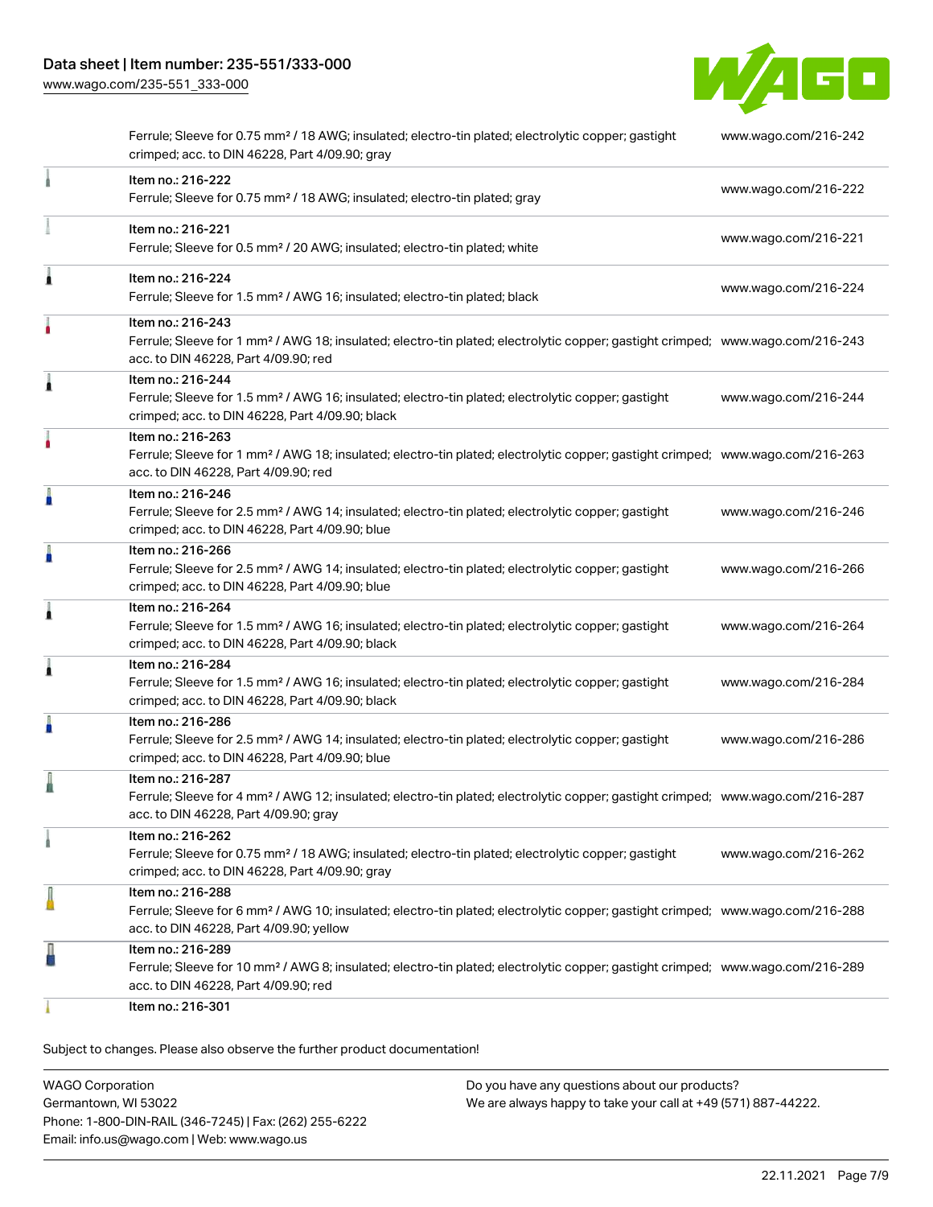| Item | URL |
| --- | --- |
| Ferrule; Sleeve for 0.75 mm² / 18 AWG; insulated; electro-tin plated; electrolytic copper; gastight crimped; acc. to DIN 46228, Part 4/09.90; gray | www.wago.com/216-242 |
| Item no.: 216-222<br>Ferrule; Sleeve for 0.75 mm² / 18 AWG; insulated; electro-tin plated; gray | www.wago.com/216-222 |
| Item no.: 216-221<br>Ferrule; Sleeve for 0.5 mm² / 20 AWG; insulated; electro-tin plated; white | www.wago.com/216-221 |
| Item no.: 216-224<br>Ferrule; Sleeve for 1.5 mm² / AWG 16; insulated; electro-tin plated; black | www.wago.com/216-224 |
| Item no.: 216-243<br>Ferrule; Sleeve for 1 mm² / AWG 18; insulated; electro-tin plated; electrolytic copper; gastight crimped; acc. to DIN 46228, Part 4/09.90; red | www.wago.com/216-243 |
| Item no.: 216-244<br>Ferrule; Sleeve for 1.5 mm² / AWG 16; insulated; electro-tin plated; electrolytic copper; gastight crimped; acc. to DIN 46228, Part 4/09.90; black | www.wago.com/216-244 |
| Item no.: 216-263<br>Ferrule; Sleeve for 1 mm² / AWG 18; insulated; electro-tin plated; electrolytic copper; gastight crimped; acc. to DIN 46228, Part 4/09.90; red | www.wago.com/216-263 |
| Item no.: 216-246<br>Ferrule; Sleeve for 2.5 mm² / AWG 14; insulated; electro-tin plated; electrolytic copper; gastight crimped; acc. to DIN 46228, Part 4/09.90; blue | www.wago.com/216-246 |
| Item no.: 216-266<br>Ferrule; Sleeve for 2.5 mm² / AWG 14; insulated; electro-tin plated; electrolytic copper; gastight crimped; acc. to DIN 46228, Part 4/09.90; blue | www.wago.com/216-266 |
| Item no.: 216-264<br>Ferrule; Sleeve for 1.5 mm² / AWG 16; insulated; electro-tin plated; electrolytic copper; gastight crimped; acc. to DIN 46228, Part 4/09.90; black | www.wago.com/216-264 |
| Item no.: 216-284<br>Ferrule; Sleeve for 1.5 mm² / AWG 16; insulated; electro-tin plated; electrolytic copper; gastight crimped; acc. to DIN 46228, Part 4/09.90; black | www.wago.com/216-284 |
| Item no.: 216-286<br>Ferrule; Sleeve for 2.5 mm² / AWG 14; insulated; electro-tin plated; electrolytic copper; gastight crimped; acc. to DIN 46228, Part 4/09.90; blue | www.wago.com/216-286 |
| Item no.: 216-287<br>Ferrule; Sleeve for 4 mm² / AWG 12; insulated; electro-tin plated; electrolytic copper; gastight crimped; acc. to DIN 46228, Part 4/09.90; gray | www.wago.com/216-287 |
| Item no.: 216-262<br>Ferrule; Sleeve for 0.75 mm² / 18 AWG; insulated; electro-tin plated; electrolytic copper; gastight crimped; acc. to DIN 46228, Part 4/09.90; gray | www.wago.com/216-262 |
| Item no.: 216-288<br>Ferrule; Sleeve for 6 mm² / AWG 10; insulated; electro-tin plated; electrolytic copper; gastight crimped; acc. to DIN 46228, Part 4/09.90; yellow | www.wago.com/216-288 |
| Item no.: 216-289<br>Ferrule; Sleeve for 10 mm² / AWG 8; insulated; electro-tin plated; electrolytic copper; gastight crimped; acc. to DIN 46228, Part 4/09.90; red | www.wago.com/216-289 |
| Item no.: 216-301 | |

Subject to changes. Please also observe the further product documentation!

WAGO Corporation
Germantown, WI 53022
Phone: 1-800-DIN-RAIL (346-7245) | Fax: (262) 255-6222
Email: info.us@wago.com | Web: www.wago.us

Do you have any questions about our products?
We are always happy to take your call at +49 (571) 887-44222.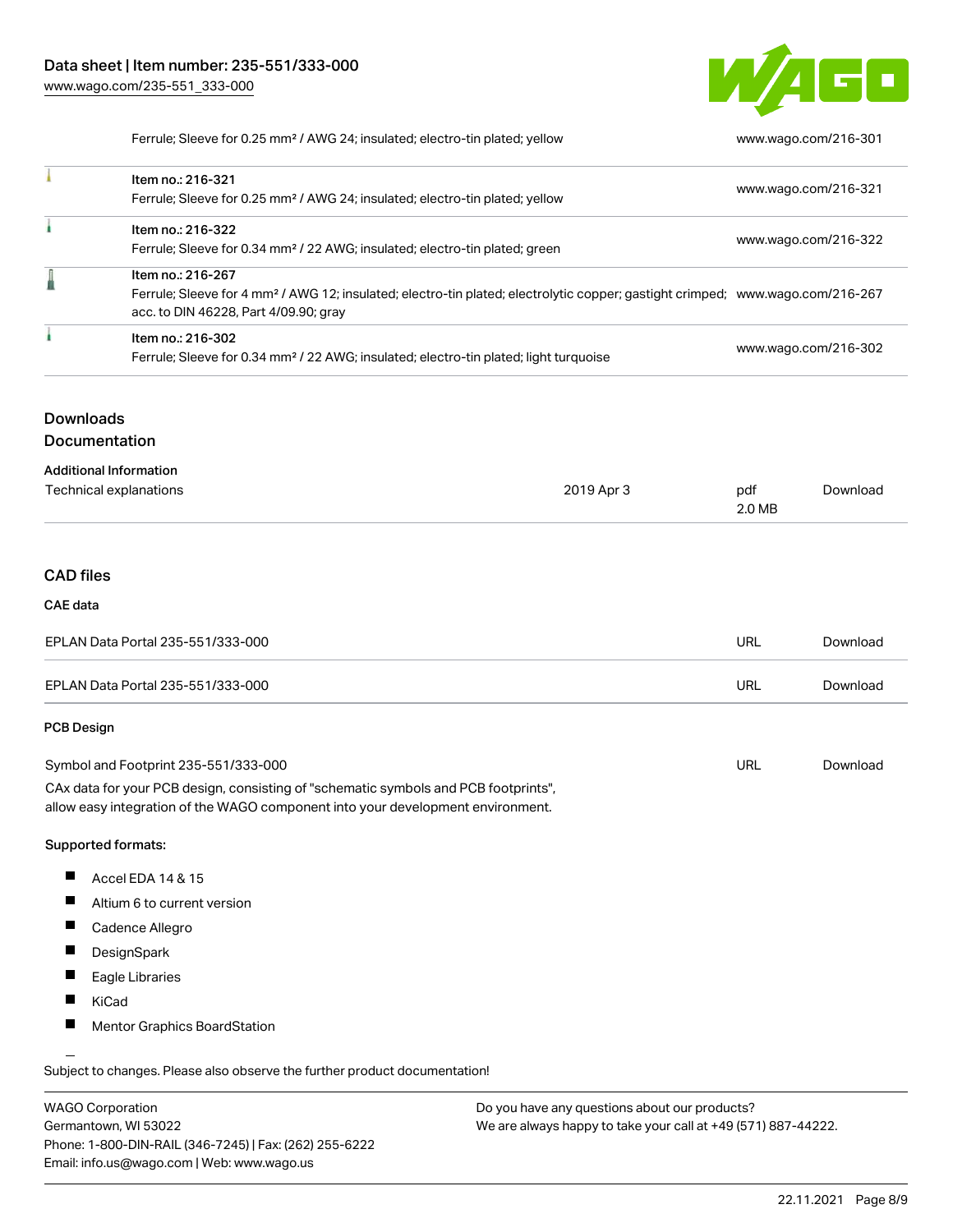| | | |
|---|---|---|
| | Ferrule; Sleeve for 0.25 mm² / AWG 24; insulated; electro-tin plated; yellow | www.wago.com/216-301 |
| | Item no.: 216-321<br>Ferrule; Sleeve for 0.25 mm² / AWG 24; insulated; electro-tin plated; yellow | www.wago.com/216-321 |
| | Item no.: 216-322<br>Ferrule; Sleeve for 0.34 mm² / 22 AWG; insulated; electro-tin plated; green | www.wago.com/216-322 |
| | Item no.: 216-267<br>Ferrule; Sleeve for 4 mm² / AWG 12; insulated; electro-tin plated; electrolytic copper; gastight crimped; acc. to DIN 46228, Part 4/09.90; gray | www.wago.com/216-267 |
| | Item no.: 216-302<br>Ferrule; Sleeve for 0.34 mm² / 22 AWG; insulated; electro-tin plated; light turquoise | www.wago.com/216-302 |

## Downloads

### Documentation

**Additional Information**

| | | | |
|---|---|---|---|
| Technical explanations | 2019 Apr 3 | pdf<br>2.0 MB | Download |

### CAD files

**CAE data**

| | | |
|---|---|---|
| EPLAN Data Portal 235-551/333-000 | URL | Download |
| EPLAN Data Portal 235-551/333-000 | URL | Download |

**PCB Design**

| | | |
|---|---|---|
| Symbol and Footprint 235-551/333-000 | URL | Download |

CAx data for your PCB design, consisting of "schematic symbols and PCB footprints", allow easy integration of the WAGO component into your development environment.

**Supported formats:**

- Accel EDA 14 & 15
- Altium 6 to current version
- Cadence Allegro
- DesignSpark
- Eagle Libraries
- KiCad
- Mentor Graphics BoardStation

Subject to changes. Please also observe the further product documentation!

WAGO Corporation
Germantown, WI 53022
Phone: 1-800-DIN-RAIL (346-7245) | Fax: (262) 255-6222
Email: info.us@wago.com | Web: www.wago.us

Do you have any questions about our products?
We are always happy to take your call at +49 (571) 887-44222.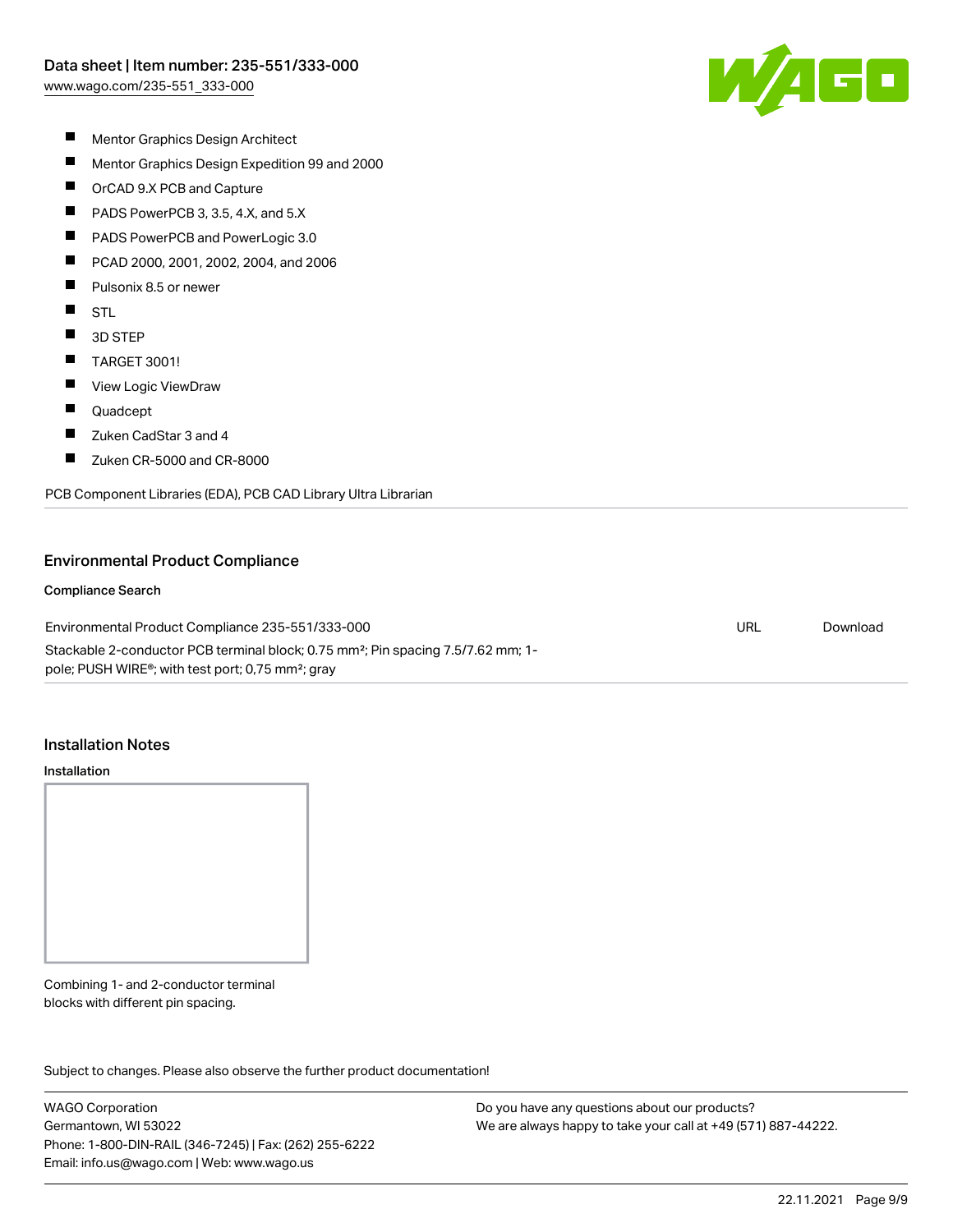- Mentor Graphics Design Architect
- Mentor Graphics Design Expedition 99 and 2000
- OrCAD 9.X PCB and Capture
- PADS PowerPCB 3, 3.5, 4.X, and 5.X
- PADS PowerPCB and PowerLogic 3.0
- PCAD 2000, 2001, 2002, 2004, and 2006
- Pulsonix 8.5 or newer
- STL
- 3D STEP
- TARGET 3001!
- View Logic ViewDraw
- Quadcept
- Zuken CadStar 3 and 4
- Zuken CR-5000 and CR-8000

PCB Component Libraries (EDA), PCB CAD Library Ultra Librarian

## Environmental Product Compliance

### Compliance Search

| | | |
|---|---|---|
| Environmental Product Compliance 235-551/333-000<br>Stackable 2-conductor PCB terminal block; 0.75 mm²; Pin spacing 7.5/7.62 mm; 1-pole; PUSH WIRE®; with test port; 0,75 mm²; gray | URL | Download |

## Installation Notes

### Installation

Combining 1- and 2-conductor terminal blocks with different pin spacing.

Subject to changes. Please also observe the further product documentation!

WAGO Corporation
Germantown, WI 53022
Phone: 1-800-DIN-RAIL (346-7245) | Fax: (262) 255-6222
Email: info.us@wago.com | Web: www.wago.us

Do you have any questions about our products?
We are always happy to take your call at +49 (571) 887-44222.